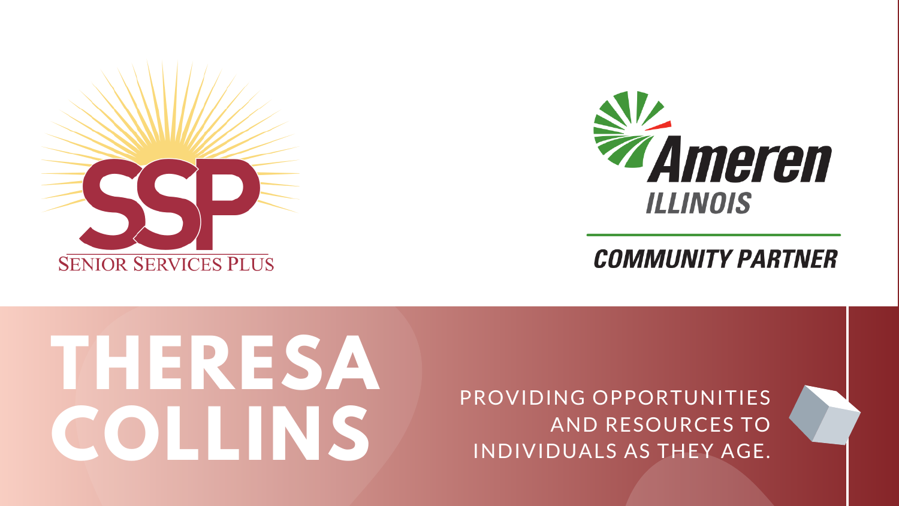SSP

SENIOR SERVICES PLUS

Ameren

ILLINOIS

COMMUNITY PARTNER

# THERESA COLLINS

PROVIDING OPPORTUNITIES AND RESOURCES TO INDIVIDUALS AS THEY AGE.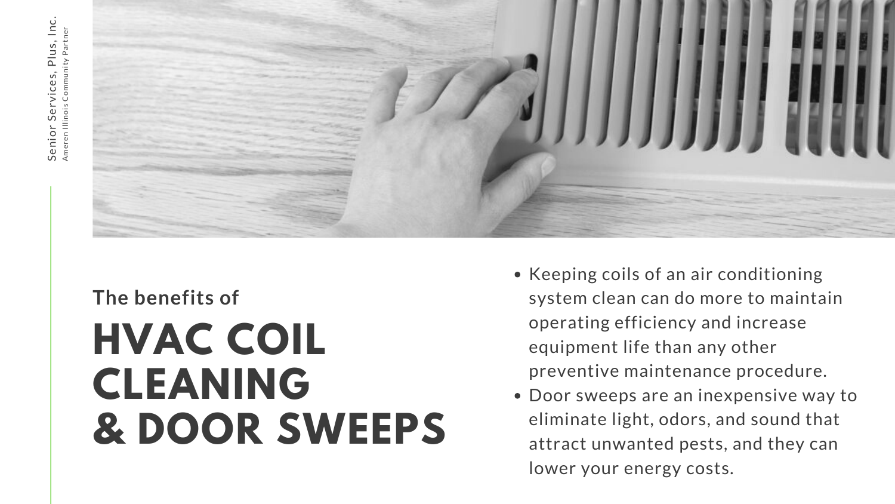The benefits of

# HVAC COIL CLEANING & DOOR SWEEPS

- Keeping coils of an air conditioning system clean can do more to maintain operating efficiency and increase equipment life than any other preventive maintenance procedure.
- Door sweeps are an inexpensive way to eliminate light, odors, and sound that attract unwanted pests, and they can lower your energy costs.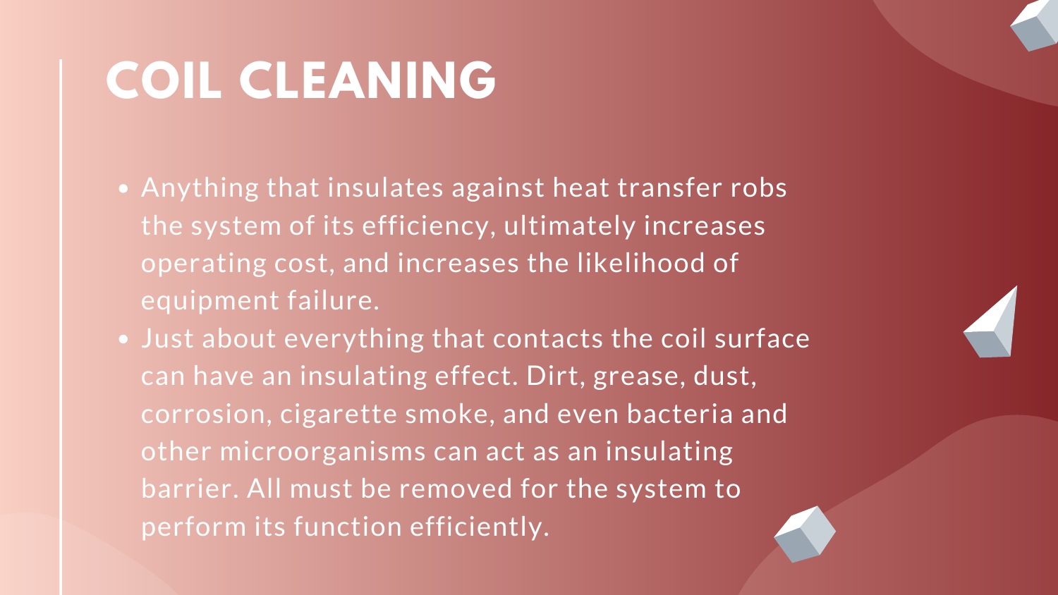# COIL CLEANING

- Anything that insulates against heat transfer robs the system of its efficiency, ultimately increases operating cost, and increases the likelihood of equipment failure.
- Just about everything that contacts the coil surface can have an insulating effect. Dirt, grease, dust, corrosion, cigarette smoke, and even bacteria and other microorganisms can act as an insulating barrier. All must be removed for the system to perform its function efficiently.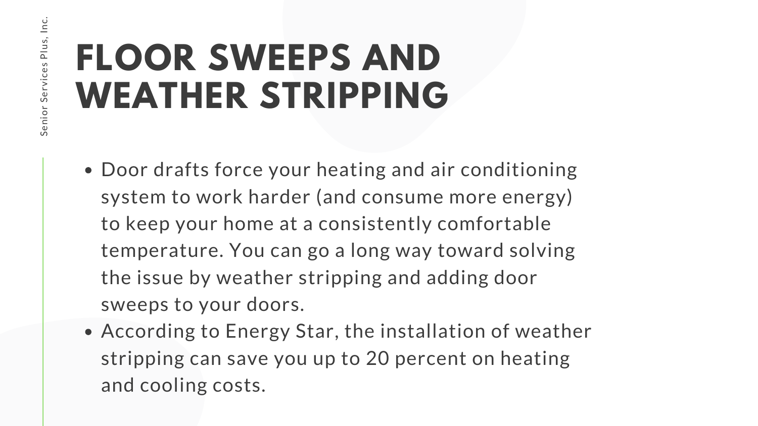# FLOOR SWEEPS AND WEATHER STRIPPING

- Door drafts force your heating and air conditioning system to work harder (and consume more energy) to keep your home at a consistently comfortable temperature. You can go a long way toward solving the issue by weather stripping and adding door sweeps to your doors.
- According to Energy Star, the installation of weather stripping can save you up to 20 percent on heating and cooling costs.